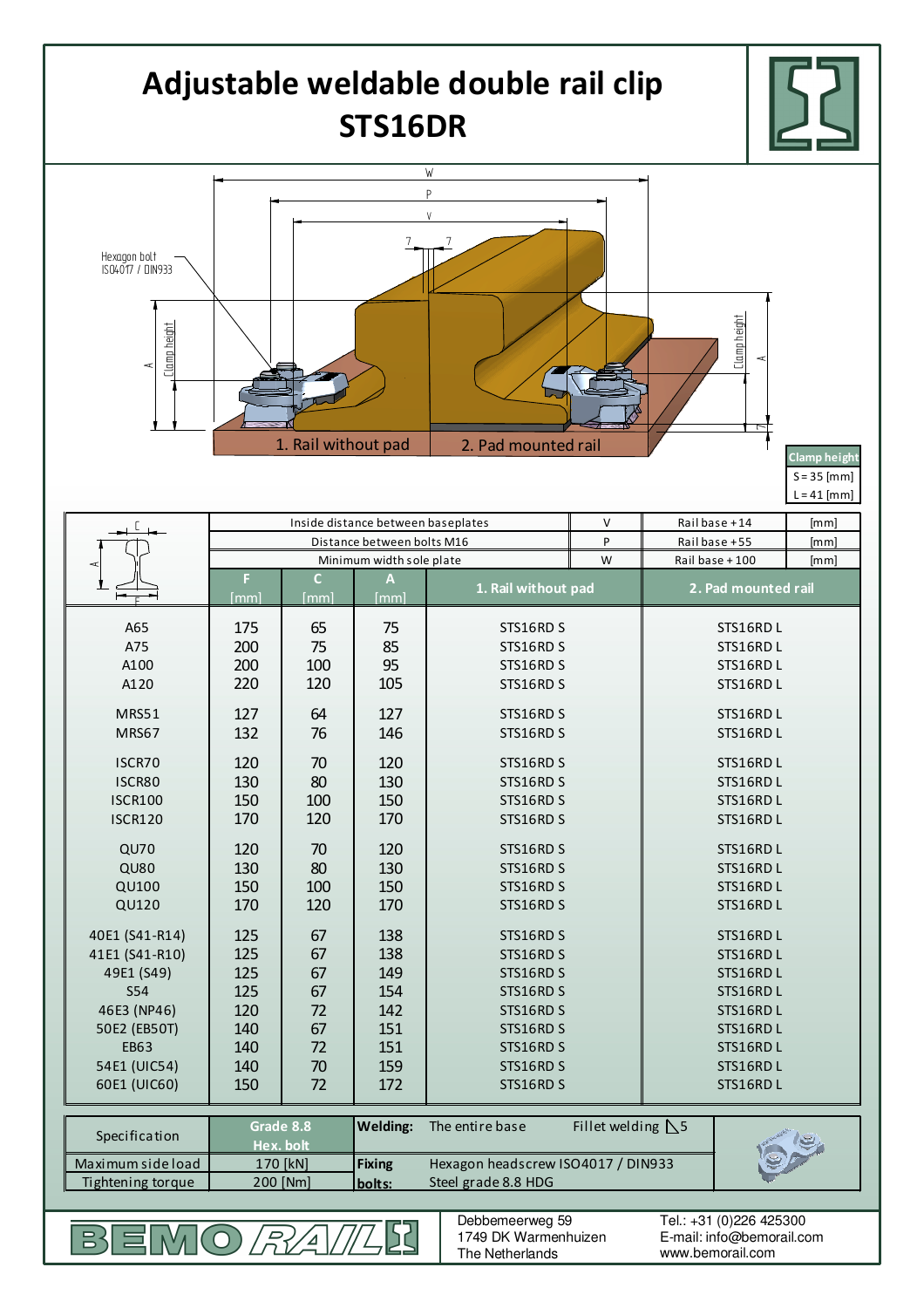# Adjustable weldable double rail clip STS16DR

Hexagon bolt ISO4017 / DIN933

W

P

V

7 7

Clamp height A

1. Rail without pad

2. Pad mounted rail

| Clamp height |
|---|
| S = 35 [mm] |
| L = 41 [mm] |

| | Inside distance between baseplates | | | V | Rail base + 14 | [mm] |
|---|---|---|---|---|---|---|
| | Distance between bolts M16 | | | P | Rail base + 55 | [mm] |
| | Minimum width sole plate | | | W | Rail base + 100 | [mm] |
| | F [mm] | C [mm] | A [mm] | 1. Rail without pad | 2. Pad mounted rail | |
| A65 | 175 | 65 | 75 | STS16RD S | STS16RD L | |
| A75 | 200 | 75 | 85 | STS16RD S | STS16RD L | |
| A100 | 200 | 100 | 95 | STS16RD S | STS16RD L | |
| A120 | 220 | 120 | 105 | STS16RD S | STS16RD L | |
| MRS51 | 127 | 64 | 127 | STS16RD S | STS16RD L | |
| MRS67 | 132 | 76 | 146 | STS16RD S | STS16RD L | |
| ISCR70 | 120 | 70 | 120 | STS16RD S | STS16RD L | |
| ISCR80 | 130 | 80 | 130 | STS16RD S | STS16RD L | |
| ISCR100 | 150 | 100 | 150 | STS16RD S | STS16RD L | |
| ISCR120 | 170 | 120 | 170 | STS16RD S | STS16RD L | |
| QU70 | 120 | 70 | 120 | STS16RD S | STS16RD L | |
| QU80 | 130 | 80 | 130 | STS16RD S | STS16RD L | |
| QU100 | 150 | 100 | 150 | STS16RD S | STS16RD L | |
| QU120 | 170 | 120 | 170 | STS16RD S | STS16RD L | |
| 40E1 (S41-R14) | 125 | 67 | 138 | STS16RD S | STS16RD L | |
| 41E1 (S41-R10) | 125 | 67 | 138 | STS16RD S | STS16RD L | |
| 49E1 (S49) | 125 | 67 | 149 | STS16RD S | STS16RD L | |
| S54 | 125 | 67 | 154 | STS16RD S | STS16RD L | |
| 46E3 (NP46) | 120 | 72 | 142 | STS16RD S | STS16RD L | |
| 50E2 (EB50T) | 140 | 67 | 151 | STS16RD S | STS16RD L | |
| EB63 | 140 | 72 | 151 | STS16RD S | STS16RD L | |
| 54E1 (UIC54) | 140 | 70 | 159 | STS16RD S | STS16RD L | |
| 60E1 (UIC60) | 150 | 72 | 172 | STS16RD S | STS16RD L | |

| Specification | Grade 8.8 Hex. bolt | **Welding:** | The entire base | Fillet welding ◺5 |
|---|---|---|---|---|
| Maximum side load | 170 [kN] | **Fixing bolts:** | Hexagon headscrew ISO4017 / DIN933 | |
| Tightening torque | 200 [Nm] | | Steel grade 8.8 HDG | |

BEMO RAIL

Debbemeerweg 59
1749 DK Warmenhuizen
The Netherlands

Tel.: +31 (0)226 425300
E-mail: info@bemorail.com
www.bemorail.com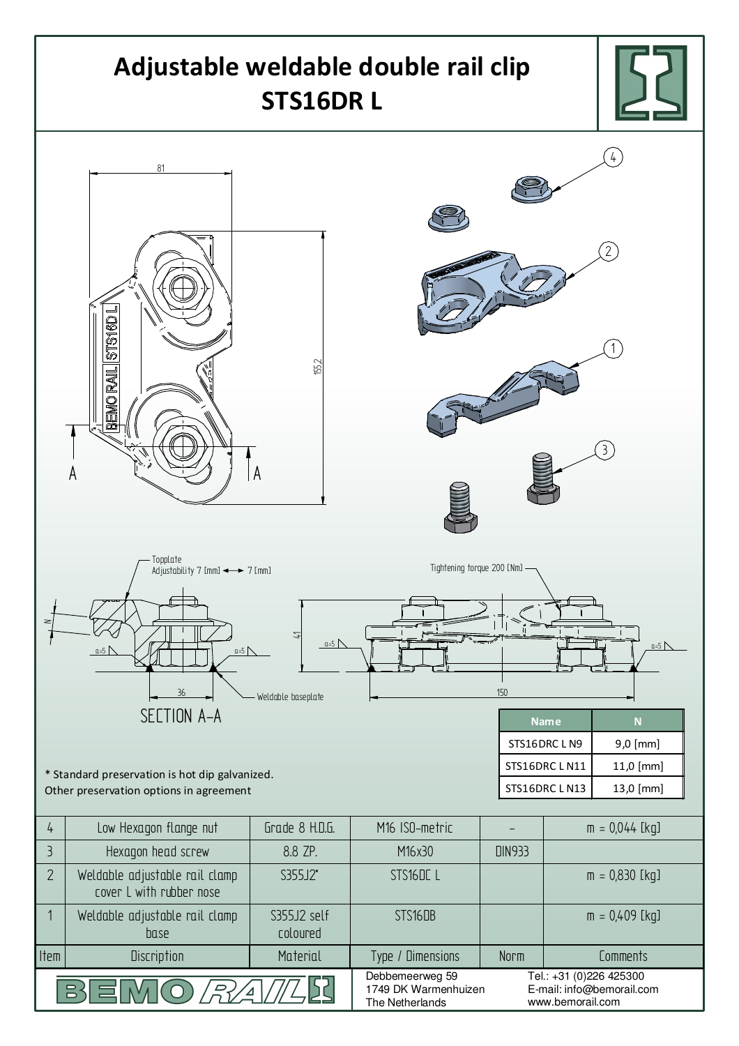# Adjustable weldable double rail clip STS16DR L

81

155,2

A A

SECTION A-A

Topplate
Adjustability 7 [mm] ←→ 7 [mm]

Tightening torque 200 [Nm]

N

41

a=5

36

150

Weldable baseplate

| Name | N |
|---|---|
| STS16DRC L N9 | 9,0 [mm] |
| STS16DRC L N11 | 11,0 [mm] |
| STS16DRC L N13 | 13,0 [mm] |

* Standard preservation is hot dip galvanized.
Other preservation options in agreement

| Item | Discription | Material | Type / Dimensions | Norm | Comments |
|---|---|---|---|---|---|
| 4 | Low Hexagon flange nut | Grade 8 H.D.G. | M16 ISO-metric | - | m = 0,044 [kg] |
| 3 | Hexagon head screw | 8.8 ZP. | M16x30 | DIN933 | |
| 2 | Weldable adjustable rail clamp cover L with rubber nose | S355J2* | STS16DC L | | m = 0,830 [kg] |
| 1 | Weldable adjustable rail clamp base | S355J2 self coloured | STS16DB | | m = 0,409 [kg] |

BEMO RAIL

Debbemeerweg 59
1749 DK Warmenhuizen
The Netherlands

Tel.: +31 (0)226 425300
E-mail: info@bemorail.com
www.bemorail.com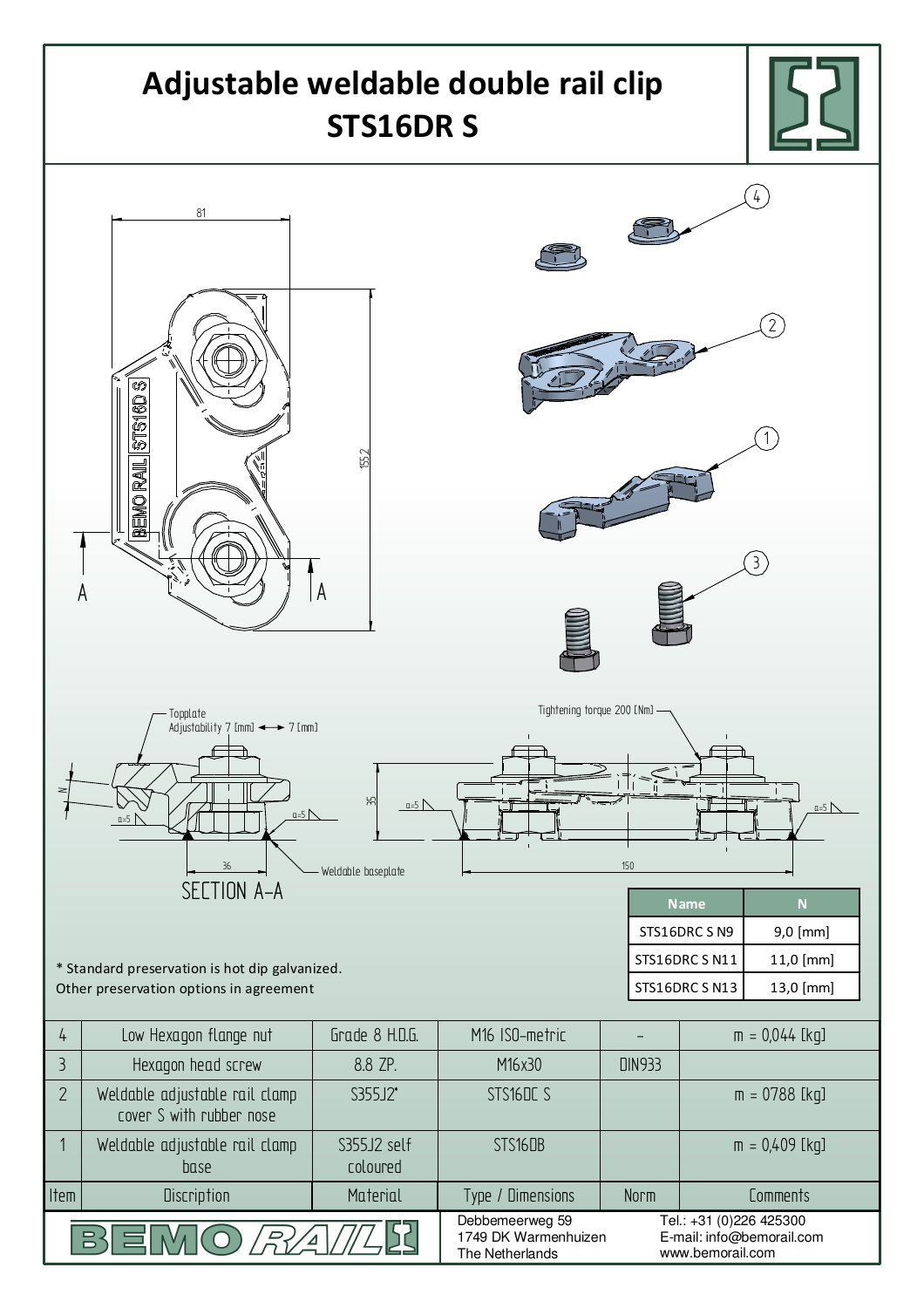# Adjustable weldable double rail clip STS16DR S

81

155,2

A

A

BEMO RAIL STS16D S

4

2

1

3

Topplate
Adjustability 7 [mm] ◄► 7 [mm]

N

a=5

a=5

36

SECTION A-A

Weldable baseplate

Tightening torque 200 [Nm]

35

a=5

a=5

150

| Name | N |
|---|---|
| STS16DRC S N9 | 9,0 [mm] |
| STS16DRC S N11 | 11,0 [mm] |
| STS16DRC S N13 | 13,0 [mm] |

\* Standard preservation is hot dip galvanized.
Other preservation options in agreement

| Item | Discription | Material | Type / Dimensions | Norm | Comments |
|---|---|---|---|---|---|
| 4 | Low Hexagon flange nut | Grade 8 H.D.G. | M16 ISO-metric | - | m = 0,044 [kg] |
| 3 | Hexagon head screw | 8.8 ZP. | M16x30 | DIN933 | |
| 2 | Weldable adjustable rail clamp cover S with rubber nose | S355J2* | STS16DC S | | m = 0788 [kg] |
| 1 | Weldable adjustable rail clamp base | S355J2 self coloured | STS16DB | | m = 0,409 [kg] |

BEMO RAIL

Debbemeerweg 59
1749 DK Warmenhuizen
The Netherlands

Tel.: +31 (0)226 425300
E-mail: info@bemorail.com
www.bemorail.com